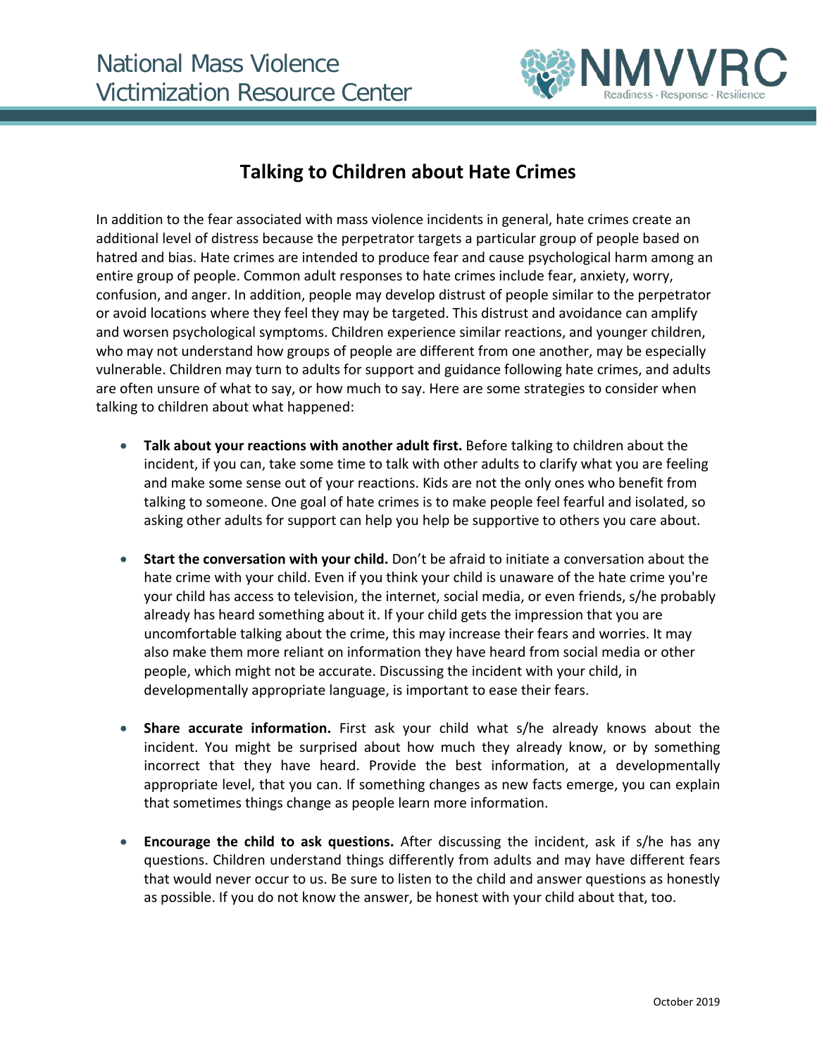National Mass Violence Victimization Resource Center

NMVVRC — Readiness · Response · Resilience

# Talking to Children about Hate Crimes

In addition to the fear associated with mass violence incidents in general, hate crimes create an additional level of distress because the perpetrator targets a particular group of people based on hatred and bias. Hate crimes are intended to produce fear and cause psychological harm among an entire group of people. Common adult responses to hate crimes include fear, anxiety, worry, confusion, and anger. In addition, people may develop distrust of people similar to the perpetrator or avoid locations where they feel they may be targeted. This distrust and avoidance can amplify and worsen psychological symptoms. Children experience similar reactions, and younger children, who may not understand how groups of people are different from one another, may be especially vulnerable. Children may turn to adults for support and guidance following hate crimes, and adults are often unsure of what to say, or how much to say. Here are some strategies to consider when talking to children about what happened:

- **Talk about your reactions with another adult first.** Before talking to children about the incident, if you can, take some time to talk with other adults to clarify what you are feeling and make some sense out of your reactions. Kids are not the only ones who benefit from talking to someone. One goal of hate crimes is to make people feel fearful and isolated, so asking other adults for support can help you help be supportive to others you care about.

- **Start the conversation with your child.** Don't be afraid to initiate a conversation about the hate crime with your child. Even if you think your child is unaware of the hate crime you're your child has access to television, the internet, social media, or even friends, s/he probably already has heard something about it. If your child gets the impression that you are uncomfortable talking about the crime, this may increase their fears and worries. It may also make them more reliant on information they have heard from social media or other people, which might not be accurate. Discussing the incident with your child, in developmentally appropriate language, is important to ease their fears.

- **Share accurate information.** First ask your child what s/he already knows about the incident. You might be surprised about how much they already know, or by something incorrect that they have heard. Provide the best information, at a developmentally appropriate level, that you can. If something changes as new facts emerge, you can explain that sometimes things change as people learn more information.

- **Encourage the child to ask questions.** After discussing the incident, ask if s/he has any questions. Children understand things differently from adults and may have different fears that would never occur to us. Be sure to listen to the child and answer questions as honestly as possible. If you do not know the answer, be honest with your child about that, too.

October 2019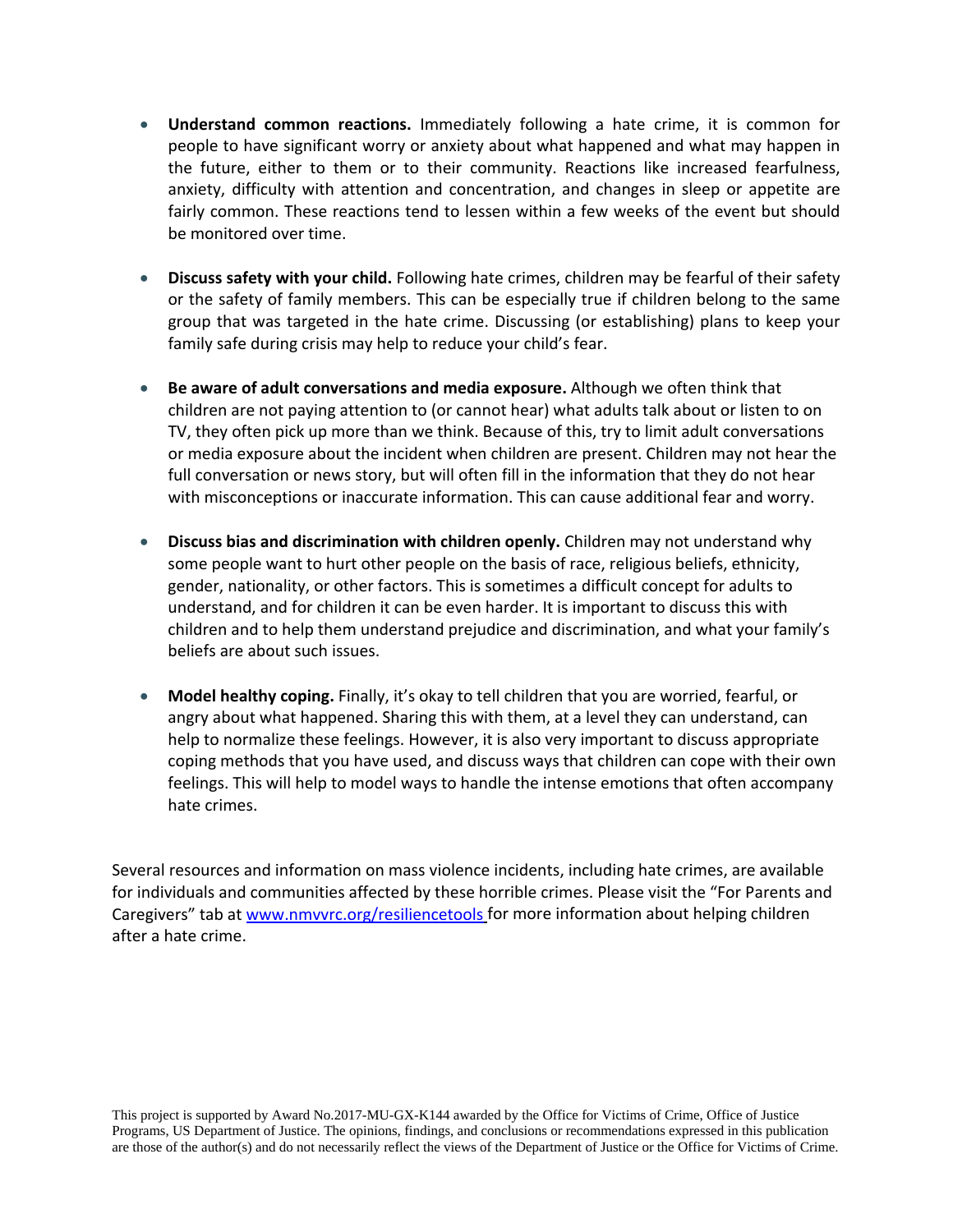- **Understand common reactions.** Immediately following a hate crime, it is common for people to have significant worry or anxiety about what happened and what may happen in the future, either to them or to their community. Reactions like increased fearfulness, anxiety, difficulty with attention and concentration, and changes in sleep or appetite are fairly common. These reactions tend to lessen within a few weeks of the event but should be monitored over time.

- **Discuss safety with your child.** Following hate crimes, children may be fearful of their safety or the safety of family members. This can be especially true if children belong to the same group that was targeted in the hate crime. Discussing (or establishing) plans to keep your family safe during crisis may help to reduce your child's fear.

- **Be aware of adult conversations and media exposure.** Although we often think that children are not paying attention to (or cannot hear) what adults talk about or listen to on TV, they often pick up more than we think. Because of this, try to limit adult conversations or media exposure about the incident when children are present. Children may not hear the full conversation or news story, but will often fill in the information that they do not hear with misconceptions or inaccurate information. This can cause additional fear and worry.

- **Discuss bias and discrimination with children openly.** Children may not understand why some people want to hurt other people on the basis of race, religious beliefs, ethnicity, gender, nationality, or other factors. This is sometimes a difficult concept for adults to understand, and for children it can be even harder. It is important to discuss this with children and to help them understand prejudice and discrimination, and what your family's beliefs are about such issues.

- **Model healthy coping.** Finally, it's okay to tell children that you are worried, fearful, or angry about what happened. Sharing this with them, at a level they can understand, can help to normalize these feelings. However, it is also very important to discuss appropriate coping methods that you have used, and discuss ways that children can cope with their own feelings. This will help to model ways to handle the intense emotions that often accompany hate crimes.

Several resources and information on mass violence incidents, including hate crimes, are available for individuals and communities affected by these horrible crimes. Please visit the "For Parents and Caregivers" tab at [www.nmvvrc.org/resiliencetools](http://www.nmvvrc.org/resiliencetools) for more information about helping children after a hate crime.

This project is supported by Award No.2017-MU-GX-K144 awarded by the Office for Victims of Crime, Office of Justice Programs, US Department of Justice. The opinions, findings, and conclusions or recommendations expressed in this publication are those of the author(s) and do not necessarily reflect the views of the Department of Justice or the Office for Victims of Crime.